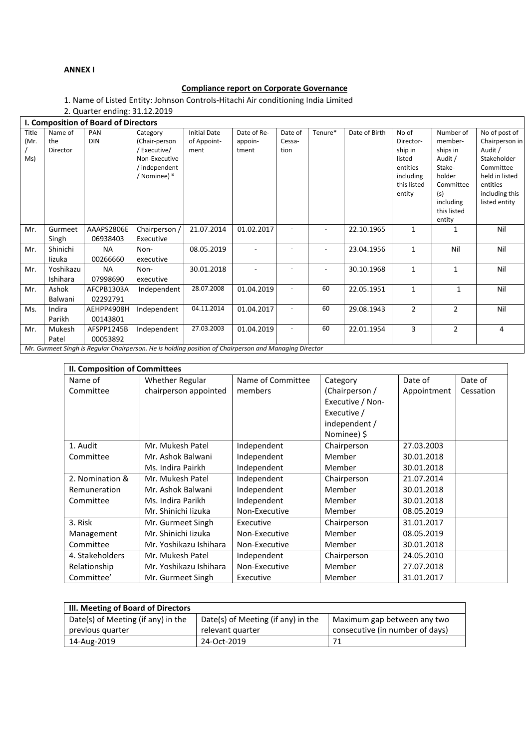**ANNEX I**

**Compliance report on Corporate Governance**

1. Name of Listed Entity: Johnson Controls-Hitachi Air conditioning India Limited
2. Quarter ending: 31.12.2019

| I. Composition of Board of Directors | | | | | | | | | | | |
|---|---|---|---|---|---|---|---|---|---|---|---|
| Title (Mr. / Ms) | Name of the Director | PAN DIN | Category (Chair-person / Executive/ Non-Executive / independent / Nominee) & | Initial Date of Appoint-ment | Date of Re-appoin-tment | Date of Cessa-tion | Tenure* | Date of Birth | No of Director-ship in listed entities including this listed entity | Number of member-ships in Audit / Stake-holder Committee (s) including this listed entity | No of post of Chairperson in Audit / Stakeholder Committee held in listed entities including this listed entity |
| Mr. | Gurmeet Singh | AAAPS2806E 06938403 | Chairperson / Executive | 21.07.2014 | 01.02.2017 | - | - | 22.10.1965 | 1 | 1 | Nil |
| Mr. | Shinichi Iizuka | NA 00266660 | Non-executive | 08.05.2019 | - | - | - | 23.04.1956 | 1 | Nil | Nil |
| Mr. | Yoshikazu Ishihara | NA 07998690 | Non-executive | 30.01.2018 | - | - | - | 30.10.1968 | 1 | 1 | Nil |
| Mr. | Ashok Balwani | AFCPB1303A 02292791 | Independent | 28.07.2008 | 01.04.2019 | - | 60 | 22.05.1951 | 1 | 1 | Nil |
| Ms. | Indira Parikh | AEHPP4908H 00143801 | Independent | 04.11.2014 | 01.04.2017 | - | 60 | 29.08.1943 | 2 | 2 | Nil |
| Mr. | Mukesh Patel | AFSPP1245B 00053892 | Independent | 27.03.2003 | 01.04.2019 | - | 60 | 22.01.1954 | 3 | 2 | 4 |

*Mr. Gurmeet Singh is Regular Chairperson. He is holding position of Chairperson and Managing Director*

| II. Composition of Committees | | | | | |
|---|---|---|---|---|---|
| Name of Committee | Whether Regular chairperson appointed | Name of Committee members | Category (Chairperson / Executive / Non-Executive / independent / Nominee) $ | Date of Appointment | Date of Cessation |
| 1. Audit Committee | Mr. Mukesh Patel | Independent | Chairperson | 27.03.2003 | |
| | Mr. Ashok Balwani | Independent | Member | 30.01.2018 | |
| | Ms. Indira Pairkh | Independent | Member | 30.01.2018 | |
| 2. Nomination & Remuneration Committee | Mr. Mukesh Patel | Independent | Chairperson | 21.07.2014 | |
| | Mr. Ashok Balwani | Independent | Member | 30.01.2018 | |
| | Ms. Indira Parikh | Independent | Member | 30.01.2018 | |
| | Mr. Shinichi Iizuka | Non-Executive | Member | 08.05.2019 | |
| 3. Risk Management Committee | Mr. Gurmeet Singh | Executive | Chairperson | 31.01.2017 | |
| | Mr. Shinichi Iizuka | Non-Executive | Member | 08.05.2019 | |
| | Mr. Yoshikazu Ishihara | Non-Executive | Member | 30.01.2018 | |
| 4. Stakeholders Relationship Committee' | Mr. Mukesh Patel | Independent | Chairperson | 24.05.2010 | |
| | Mr. Yoshikazu Ishihara | Non-Executive | Member | 27.07.2018 | |
| | Mr. Gurmeet Singh | Executive | Member | 31.01.2017 | |

| III. Meeting of Board of Directors | | |
|---|---|---|
| Date(s) of Meeting (if any) in the previous quarter | Date(s) of Meeting (if any) in the relevant quarter | Maximum gap between any two consecutive (in number of days) |
| 14-Aug-2019 | 24-Oct-2019 | 71 |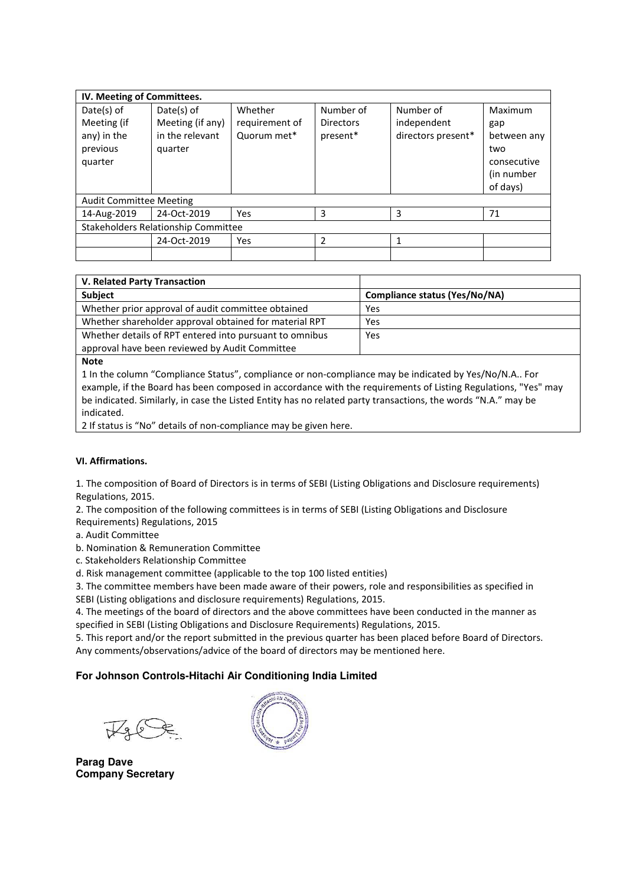| IV. Meeting of Committees. | | | | | |
|---|---|---|---|---|---|
| Date(s) of Meeting (if any) in the previous quarter | Date(s) of Meeting (if any) in the relevant quarter | Whether requirement of Quorum met* | Number of Directors present* | Number of independent directors present* | Maximum gap between any two consecutive (in number of days) |
| Audit Committee Meeting | | | | | |
| 14-Aug-2019 | 24-Oct-2019 | Yes | 3 | 3 | 71 |
| Stakeholders Relationship Committee | | | | | |
| | 24-Oct-2019 | Yes | 2 | 1 | |
| | | | | | |

| V. Related Party Transaction | |
|---|---|
| **Subject** | **Compliance status (Yes/No/NA)** |
| Whether prior approval of audit committee obtained | Yes |
| Whether shareholder approval obtained for material RPT | Yes |
| Whether details of RPT entered into pursuant to omnibus approval have been reviewed by Audit Committee | Yes |

**Note**

1 In the column "Compliance Status", compliance or non-compliance may be indicated by Yes/No/N.A.. For example, if the Board has been composed in accordance with the requirements of Listing Regulations, "Yes" may be indicated. Similarly, in case the Listed Entity has no related party transactions, the words "N.A." may be indicated.

2 If status is "No" details of non-compliance may be given here.

**VI. Affirmations.**

1. The composition of Board of Directors is in terms of SEBI (Listing Obligations and Disclosure requirements) Regulations, 2015.
2. The composition of the following committees is in terms of SEBI (Listing Obligations and Disclosure Requirements) Regulations, 2015
   a. Audit Committee
   b. Nomination & Remuneration Committee
   c. Stakeholders Relationship Committee
   d. Risk management committee (applicable to the top 100 listed entities)
3. The committee members have been made aware of their powers, role and responsibilities as specified in SEBI (Listing obligations and disclosure requirements) Regulations, 2015.
4. The meetings of the board of directors and the above committees have been conducted in the manner as specified in SEBI (Listing Obligations and Disclosure Requirements) Regulations, 2015.
5. This report and/or the report submitted in the previous quarter has been placed before Board of Directors. Any comments/observations/advice of the board of directors may be mentioned here.

**For Johnson Controls-Hitachi Air Conditioning India Limited**

**Parag Dave**
**Company Secretary**